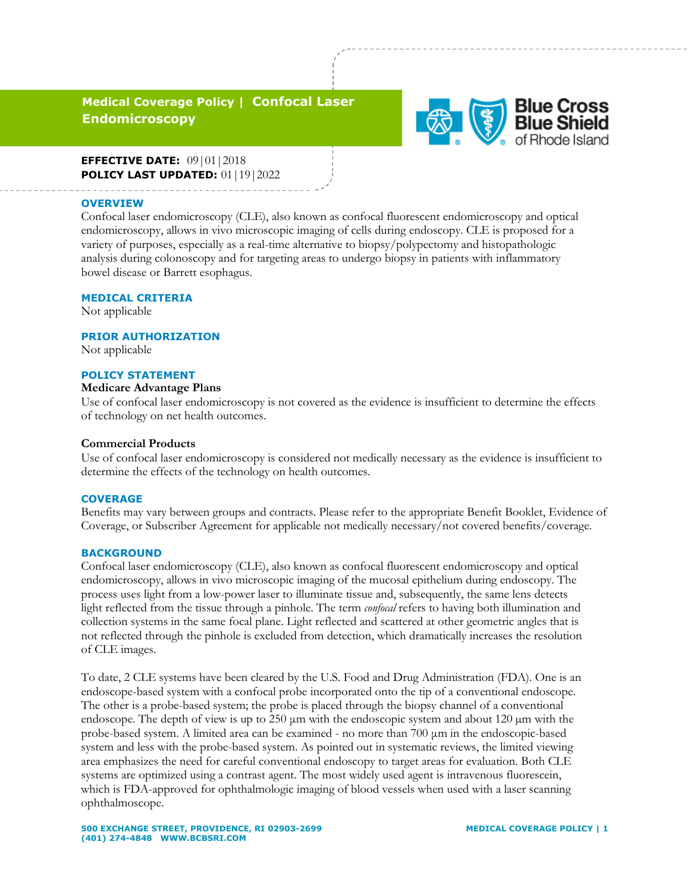# Medical Coverage Policy | Confocal Laser Endomicroscopy

**EFFECTIVE DATE:** 09|01|2018
**POLICY LAST UPDATED:** 01|19|2022

## OVERVIEW

Confocal laser endomicroscopy (CLE), also known as confocal fluorescent endomicroscopy and optical endomicroscopy, allows in vivo microscopic imaging of cells during endoscopy. CLE is proposed for a variety of purposes, especially as a real-time alternative to biopsy/polypectomy and histopathologic analysis during colonoscopy and for targeting areas to undergo biopsy in patients with inflammatory bowel disease or Barrett esophagus.

## MEDICAL CRITERIA

Not applicable

## PRIOR AUTHORIZATION

Not applicable

## POLICY STATEMENT

**Medicare Advantage Plans**

Use of confocal laser endomicroscopy is not covered as the evidence is insufficient to determine the effects of technology on net health outcomes.

**Commercial Products**

Use of confocal laser endomicroscopy is considered not medically necessary as the evidence is insufficient to determine the effects of the technology on health outcomes.

## COVERAGE

Benefits may vary between groups and contracts. Please refer to the appropriate Benefit Booklet, Evidence of Coverage, or Subscriber Agreement for applicable not medically necessary/not covered benefits/coverage.

## BACKGROUND

Confocal laser endomicroscopy (CLE), also known as confocal fluorescent endomicroscopy and optical endomicroscopy, allows in vivo microscopic imaging of the mucosal epithelium during endoscopy. The process uses light from a low-power laser to illuminate tissue and, subsequently, the same lens detects light reflected from the tissue through a pinhole. The term *confocal* refers to having both illumination and collection systems in the same focal plane. Light reflected and scattered at other geometric angles that is not reflected through the pinhole is excluded from detection, which dramatically increases the resolution of CLE images.

To date, 2 CLE systems have been cleared by the U.S. Food and Drug Administration (FDA). One is an endoscope-based system with a confocal probe incorporated onto the tip of a conventional endoscope. The other is a probe-based system; the probe is placed through the biopsy channel of a conventional endoscope. The depth of view is up to 250 μm with the endoscopic system and about 120 μm with the probe-based system. A limited area can be examined - no more than 700 μm in the endoscopic-based system and less with the probe-based system. As pointed out in systematic reviews, the limited viewing area emphasizes the need for careful conventional endoscopy to target areas for evaluation. Both CLE systems are optimized using a contrast agent. The most widely used agent is intravenous fluorescein, which is FDA-approved for ophthalmologic imaging of blood vessels when used with a laser scanning ophthalmoscope.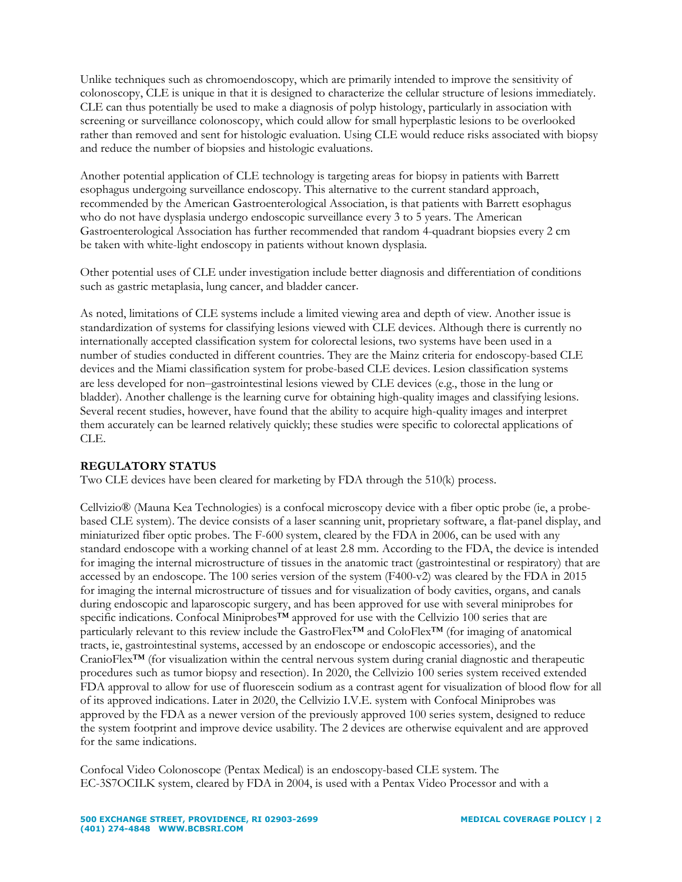Unlike techniques such as chromoendoscopy, which are primarily intended to improve the sensitivity of colonoscopy, CLE is unique in that it is designed to characterize the cellular structure of lesions immediately. CLE can thus potentially be used to make a diagnosis of polyp histology, particularly in association with screening or surveillance colonoscopy, which could allow for small hyperplastic lesions to be overlooked rather than removed and sent for histologic evaluation. Using CLE would reduce risks associated with biopsy and reduce the number of biopsies and histologic evaluations.

Another potential application of CLE technology is targeting areas for biopsy in patients with Barrett esophagus undergoing surveillance endoscopy. This alternative to the current standard approach, recommended by the American Gastroenterological Association, is that patients with Barrett esophagus who do not have dysplasia undergo endoscopic surveillance every 3 to 5 years. The American Gastroenterological Association has further recommended that random 4-quadrant biopsies every 2 cm be taken with white-light endoscopy in patients without known dysplasia.

Other potential uses of CLE under investigation include better diagnosis and differentiation of conditions such as gastric metaplasia, lung cancer, and bladder cancer.

As noted, limitations of CLE systems include a limited viewing area and depth of view. Another issue is standardization of systems for classifying lesions viewed with CLE devices. Although there is currently no internationally accepted classification system for colorectal lesions, two systems have been used in a number of studies conducted in different countries. They are the Mainz criteria for endoscopy-based CLE devices and the Miami classification system for probe-based CLE devices. Lesion classification systems are less developed for non–gastrointestinal lesions viewed by CLE devices (e.g., those in the lung or bladder). Another challenge is the learning curve for obtaining high-quality images and classifying lesions. Several recent studies, however, have found that the ability to acquire high-quality images and interpret them accurately can be learned relatively quickly; these studies were specific to colorectal applications of CLE.

**REGULATORY STATUS**

Two CLE devices have been cleared for marketing by FDA through the 510(k) process.

Cellvizio® (Mauna Kea Technologies) is a confocal microscopy device with a fiber optic probe (ie, a probe-based CLE system). The device consists of a laser scanning unit, proprietary software, a flat-panel display, and miniaturized fiber optic probes. The F-600 system, cleared by the FDA in 2006, can be used with any standard endoscope with a working channel of at least 2.8 mm. According to the FDA, the device is intended for imaging the internal microstructure of tissues in the anatomic tract (gastrointestinal or respiratory) that are accessed by an endoscope. The 100 series version of the system (F400-v2) was cleared by the FDA in 2015 for imaging the internal microstructure of tissues and for visualization of body cavities, organs, and canals during endoscopic and laparoscopic surgery, and has been approved for use with several miniprobes for specific indications. Confocal Miniprobes™ approved for use with the Cellvizio 100 series that are particularly relevant to this review include the GastroFlex™ and ColoFlex™ (for imaging of anatomical tracts, ie, gastrointestinal systems, accessed by an endoscope or endoscopic accessories), and the CranioFlex™ (for visualization within the central nervous system during cranial diagnostic and therapeutic procedures such as tumor biopsy and resection). In 2020, the Cellvizio 100 series system received extended FDA approval to allow for use of fluorescein sodium as a contrast agent for visualization of blood flow for all of its approved indications. Later in 2020, the Cellvizio I.V.E. system with Confocal Miniprobes was approved by the FDA as a newer version of the previously approved 100 series system, designed to reduce the system footprint and improve device usability. The 2 devices are otherwise equivalent and are approved for the same indications.

Confocal Video Colonoscope (Pentax Medical) is an endoscopy-based CLE system. The EC-3S7OCILK system, cleared by FDA in 2004, is used with a Pentax Video Processor and with a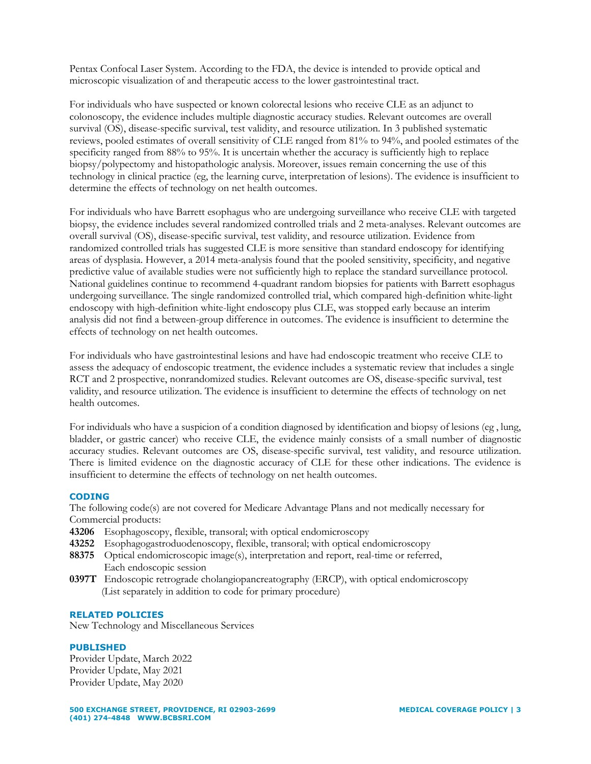Pentax Confocal Laser System. According to the FDA, the device is intended to provide optical and microscopic visualization of and therapeutic access to the lower gastrointestinal tract.

For individuals who have suspected or known colorectal lesions who receive CLE as an adjunct to colonoscopy, the evidence includes multiple diagnostic accuracy studies. Relevant outcomes are overall survival (OS), disease-specific survival, test validity, and resource utilization. In 3 published systematic reviews, pooled estimates of overall sensitivity of CLE ranged from 81% to 94%, and pooled estimates of the specificity ranged from 88% to 95%. It is uncertain whether the accuracy is sufficiently high to replace biopsy/polypectomy and histopathologic analysis. Moreover, issues remain concerning the use of this technology in clinical practice (eg, the learning curve, interpretation of lesions). The evidence is insufficient to determine the effects of technology on net health outcomes.

For individuals who have Barrett esophagus who are undergoing surveillance who receive CLE with targeted biopsy, the evidence includes several randomized controlled trials and 2 meta-analyses. Relevant outcomes are overall survival (OS), disease-specific survival, test validity, and resource utilization. Evidence from randomized controlled trials has suggested CLE is more sensitive than standard endoscopy for identifying areas of dysplasia. However, a 2014 meta-analysis found that the pooled sensitivity, specificity, and negative predictive value of available studies were not sufficiently high to replace the standard surveillance protocol. National guidelines continue to recommend 4-quadrant random biopsies for patients with Barrett esophagus undergoing surveillance. The single randomized controlled trial, which compared high-definition white-light endoscopy with high-definition white-light endoscopy plus CLE, was stopped early because an interim analysis did not find a between-group difference in outcomes. The evidence is insufficient to determine the effects of technology on net health outcomes.

For individuals who have gastrointestinal lesions and have had endoscopic treatment who receive CLE to assess the adequacy of endoscopic treatment, the evidence includes a systematic review that includes a single RCT and 2 prospective, nonrandomized studies. Relevant outcomes are OS, disease-specific survival, test validity, and resource utilization. The evidence is insufficient to determine the effects of technology on net health outcomes.

For individuals who have a suspicion of a condition diagnosed by identification and biopsy of lesions (eg , lung, bladder, or gastric cancer) who receive CLE, the evidence mainly consists of a small number of diagnostic accuracy studies. Relevant outcomes are OS, disease-specific survival, test validity, and resource utilization. There is limited evidence on the diagnostic accuracy of CLE for these other indications. The evidence is insufficient to determine the effects of technology on net health outcomes.

## CODING

The following code(s) are not covered for Medicare Advantage Plans and not medically necessary for Commercial products:

**43206** Esophagoscopy, flexible, transoral; with optical endomicroscopy
**43252** Esophagogastroduodenoscopy, flexible, transoral; with optical endomicroscopy
**88375** Optical endomicroscopic image(s), interpretation and report, real-time or referred, Each endoscopic session
**0397T** Endoscopic retrograde cholangiopancreatography (ERCP), with optical endomicroscopy (List separately in addition to code for primary procedure)

## RELATED POLICIES

New Technology and Miscellaneous Services

## PUBLISHED

Provider Update, March 2022
Provider Update, May 2021
Provider Update, May 2020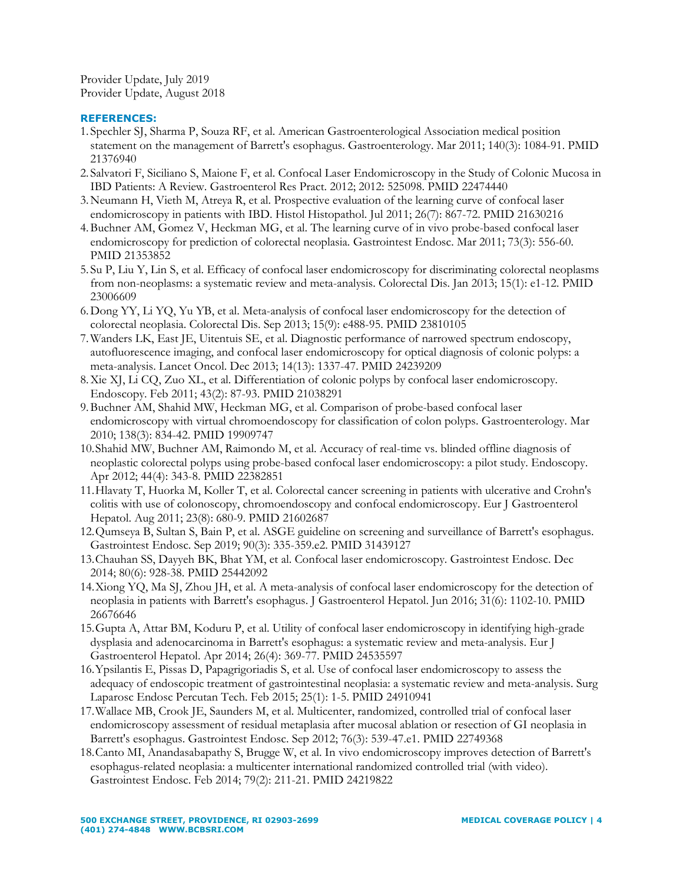Provider Update, July 2019
Provider Update, August 2018

**REFERENCES:**

1. Spechler SJ, Sharma P, Souza RF, et al. American Gastroenterological Association medical position statement on the management of Barrett's esophagus. Gastroenterology. Mar 2011; 140(3): 1084-91. PMID 21376940
2. Salvatori F, Siciliano S, Maione F, et al. Confocal Laser Endomicroscopy in the Study of Colonic Mucosa in IBD Patients: A Review. Gastroenterol Res Pract. 2012; 2012: 525098. PMID 22474440
3. Neumann H, Vieth M, Atreya R, et al. Prospective evaluation of the learning curve of confocal laser endomicroscopy in patients with IBD. Histol Histopathol. Jul 2011; 26(7): 867-72. PMID 21630216
4. Buchner AM, Gomez V, Heckman MG, et al. The learning curve of in vivo probe-based confocal laser endomicroscopy for prediction of colorectal neoplasia. Gastrointest Endosc. Mar 2011; 73(3): 556-60. PMID 21353852
5. Su P, Liu Y, Lin S, et al. Efficacy of confocal laser endomicroscopy for discriminating colorectal neoplasms from non-neoplasms: a systematic review and meta-analysis. Colorectal Dis. Jan 2013; 15(1): e1-12. PMID 23006609
6. Dong YY, Li YQ, Yu YB, et al. Meta-analysis of confocal laser endomicroscopy for the detection of colorectal neoplasia. Colorectal Dis. Sep 2013; 15(9): e488-95. PMID 23810105
7. Wanders LK, East JE, Uitentuis SE, et al. Diagnostic performance of narrowed spectrum endoscopy, autofluorescence imaging, and confocal laser endomicroscopy for optical diagnosis of colonic polyps: a meta-analysis. Lancet Oncol. Dec 2013; 14(13): 1337-47. PMID 24239209
8. Xie XJ, Li CQ, Zuo XL, et al. Differentiation of colonic polyps by confocal laser endomicroscopy. Endoscopy. Feb 2011; 43(2): 87-93. PMID 21038291
9. Buchner AM, Shahid MW, Heckman MG, et al. Comparison of probe-based confocal laser endomicroscopy with virtual chromoendoscopy for classification of colon polyps. Gastroenterology. Mar 2010; 138(3): 834-42. PMID 19909747
10. Shahid MW, Buchner AM, Raimondo M, et al. Accuracy of real-time vs. blinded offline diagnosis of neoplastic colorectal polyps using probe-based confocal laser endomicroscopy: a pilot study. Endoscopy. Apr 2012; 44(4): 343-8. PMID 22382851
11. Hlavaty T, Huorka M, Koller T, et al. Colorectal cancer screening in patients with ulcerative and Crohn's colitis with use of colonoscopy, chromoendoscopy and confocal endomicroscopy. Eur J Gastroenterol Hepatol. Aug 2011; 23(8): 680-9. PMID 21602687
12. Qumseya B, Sultan S, Bain P, et al. ASGE guideline on screening and surveillance of Barrett's esophagus. Gastrointest Endosc. Sep 2019; 90(3): 335-359.e2. PMID 31439127
13. Chauhan SS, Dayyeh BK, Bhat YM, et al. Confocal laser endomicroscopy. Gastrointest Endosc. Dec 2014; 80(6): 928-38. PMID 25442092
14. Xiong YQ, Ma SJ, Zhou JH, et al. A meta-analysis of confocal laser endomicroscopy for the detection of neoplasia in patients with Barrett's esophagus. J Gastroenterol Hepatol. Jun 2016; 31(6): 1102-10. PMID 26676646
15. Gupta A, Attar BM, Koduru P, et al. Utility of confocal laser endomicroscopy in identifying high-grade dysplasia and adenocarcinoma in Barrett's esophagus: a systematic review and meta-analysis. Eur J Gastroenterol Hepatol. Apr 2014; 26(4): 369-77. PMID 24535597
16. Ypsilantis E, Pissas D, Papagrigoriadis S, et al. Use of confocal laser endomicroscopy to assess the adequacy of endoscopic treatment of gastrointestinal neoplasia: a systematic review and meta-analysis. Surg Laparosc Endosc Percutan Tech. Feb 2015; 25(1): 1-5. PMID 24910941
17. Wallace MB, Crook JE, Saunders M, et al. Multicenter, randomized, controlled trial of confocal laser endomicroscopy assessment of residual metaplasia after mucosal ablation or resection of GI neoplasia in Barrett's esophagus. Gastrointest Endosc. Sep 2012; 76(3): 539-47.e1. PMID 22749368
18. Canto MI, Anandasabapathy S, Brugge W, et al. In vivo endomicroscopy improves detection of Barrett's esophagus-related neoplasia: a multicenter international randomized controlled trial (with video). Gastrointest Endosc. Feb 2014; 79(2): 211-21. PMID 24219822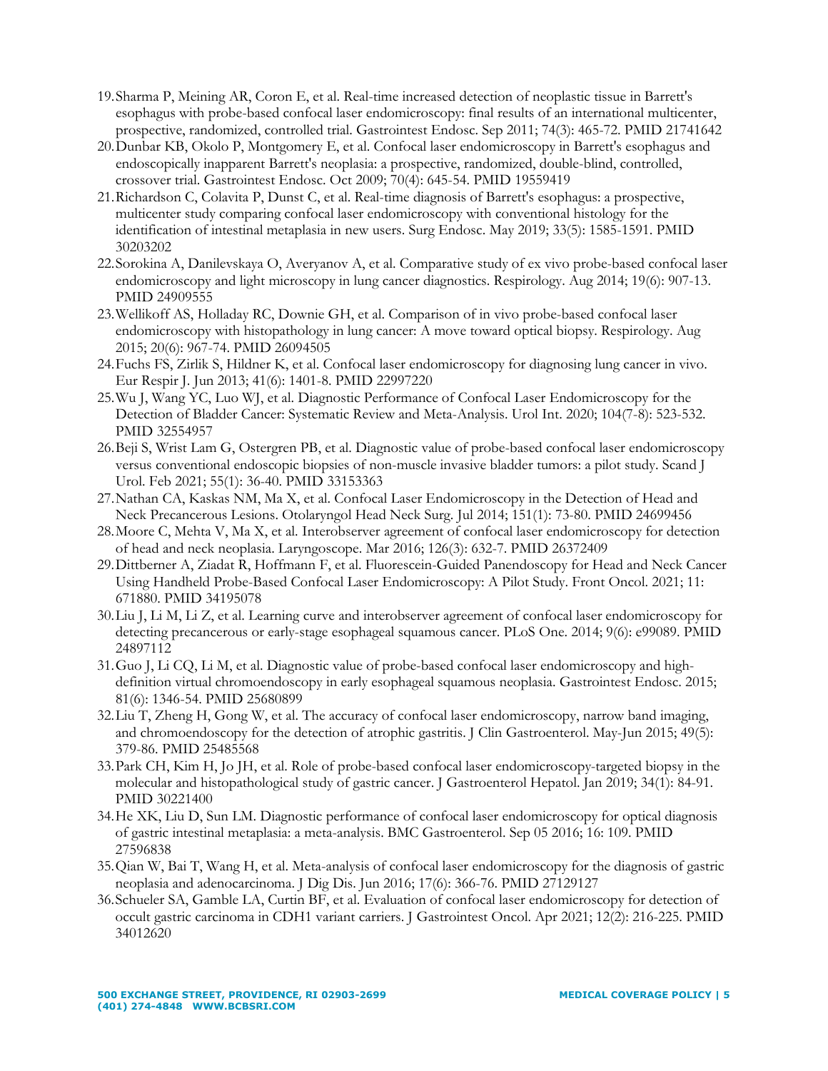19. Sharma P, Meining AR, Coron E, et al. Real-time increased detection of neoplastic tissue in Barrett's esophagus with probe-based confocal laser endomicroscopy: final results of an international multicenter, prospective, randomized, controlled trial. Gastrointest Endosc. Sep 2011; 74(3): 465-72. PMID 21741642
20. Dunbar KB, Okolo P, Montgomery E, et al. Confocal laser endomicroscopy in Barrett's esophagus and endoscopically inapparent Barrett's neoplasia: a prospective, randomized, double-blind, controlled, crossover trial. Gastrointest Endosc. Oct 2009; 70(4): 645-54. PMID 19559419
21. Richardson C, Colavita P, Dunst C, et al. Real-time diagnosis of Barrett's esophagus: a prospective, multicenter study comparing confocal laser endomicroscopy with conventional histology for the identification of intestinal metaplasia in new users. Surg Endosc. May 2019; 33(5): 1585-1591. PMID 30203202
22. Sorokina A, Danilevskaya O, Averyanov A, et al. Comparative study of ex vivo probe-based confocal laser endomicroscopy and light microscopy in lung cancer diagnostics. Respirology. Aug 2014; 19(6): 907-13. PMID 24909555
23. Wellikoff AS, Holladay RC, Downie GH, et al. Comparison of in vivo probe-based confocal laser endomicroscopy with histopathology in lung cancer: A move toward optical biopsy. Respirology. Aug 2015; 20(6): 967-74. PMID 26094505
24. Fuchs FS, Zirlik S, Hildner K, et al. Confocal laser endomicroscopy for diagnosing lung cancer in vivo. Eur Respir J. Jun 2013; 41(6): 1401-8. PMID 22997220
25. Wu J, Wang YC, Luo WJ, et al. Diagnostic Performance of Confocal Laser Endomicroscopy for the Detection of Bladder Cancer: Systematic Review and Meta-Analysis. Urol Int. 2020; 104(7-8): 523-532. PMID 32554957
26. Beji S, Wrist Lam G, Ostergren PB, et al. Diagnostic value of probe-based confocal laser endomicroscopy versus conventional endoscopic biopsies of non-muscle invasive bladder tumors: a pilot study. Scand J Urol. Feb 2021; 55(1): 36-40. PMID 33153363
27. Nathan CA, Kaskas NM, Ma X, et al. Confocal Laser Endomicroscopy in the Detection of Head and Neck Precancerous Lesions. Otolaryngol Head Neck Surg. Jul 2014; 151(1): 73-80. PMID 24699456
28. Moore C, Mehta V, Ma X, et al. Interobserver agreement of confocal laser endomicroscopy for detection of head and neck neoplasia. Laryngoscope. Mar 2016; 126(3): 632-7. PMID 26372409
29. Dittberner A, Ziadat R, Hoffmann F, et al. Fluorescein-Guided Panendoscopy for Head and Neck Cancer Using Handheld Probe-Based Confocal Laser Endomicroscopy: A Pilot Study. Front Oncol. 2021; 11: 671880. PMID 34195078
30. Liu J, Li M, Li Z, et al. Learning curve and interobserver agreement of confocal laser endomicroscopy for detecting precancerous or early-stage esophageal squamous cancer. PLoS One. 2014; 9(6): e99089. PMID 24897112
31. Guo J, Li CQ, Li M, et al. Diagnostic value of probe-based confocal laser endomicroscopy and high-definition virtual chromoendoscopy in early esophageal squamous neoplasia. Gastrointest Endosc. 2015; 81(6): 1346-54. PMID 25680899
32. Liu T, Zheng H, Gong W, et al. The accuracy of confocal laser endomicroscopy, narrow band imaging, and chromoendoscopy for the detection of atrophic gastritis. J Clin Gastroenterol. May-Jun 2015; 49(5): 379-86. PMID 25485568
33. Park CH, Kim H, Jo JH, et al. Role of probe-based confocal laser endomicroscopy-targeted biopsy in the molecular and histopathological study of gastric cancer. J Gastroenterol Hepatol. Jan 2019; 34(1): 84-91. PMID 30221400
34. He XK, Liu D, Sun LM. Diagnostic performance of confocal laser endomicroscopy for optical diagnosis of gastric intestinal metaplasia: a meta-analysis. BMC Gastroenterol. Sep 05 2016; 16: 109. PMID 27596838
35. Qian W, Bai T, Wang H, et al. Meta-analysis of confocal laser endomicroscopy for the diagnosis of gastric neoplasia and adenocarcinoma. J Dig Dis. Jun 2016; 17(6): 366-76. PMID 27129127
36. Schueler SA, Gamble LA, Curtin BF, et al. Evaluation of confocal laser endomicroscopy for detection of occult gastric carcinoma in CDH1 variant carriers. J Gastrointest Oncol. Apr 2021; 12(2): 216-225. PMID 34012620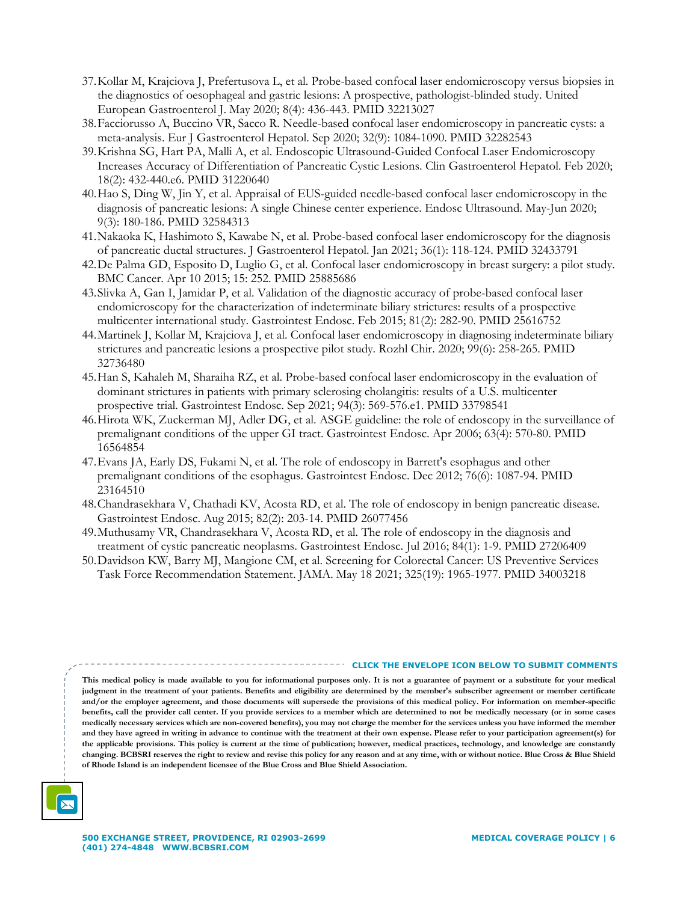37. Kollar M, Krajciova J, Prefertusova L, et al. Probe-based confocal laser endomicroscopy versus biopsies in the diagnostics of oesophageal and gastric lesions: A prospective, pathologist-blinded study. United European Gastroenterol J. May 2020; 8(4): 436-443. PMID 32213027
38. Facciorusso A, Buccino VR, Sacco R. Needle-based confocal laser endomicroscopy in pancreatic cysts: a meta-analysis. Eur J Gastroenterol Hepatol. Sep 2020; 32(9): 1084-1090. PMID 32282543
39. Krishna SG, Hart PA, Malli A, et al. Endoscopic Ultrasound-Guided Confocal Laser Endomicroscopy Increases Accuracy of Differentiation of Pancreatic Cystic Lesions. Clin Gastroenterol Hepatol. Feb 2020; 18(2): 432-440.e6. PMID 31220640
40. Hao S, Ding W, Jin Y, et al. Appraisal of EUS-guided needle-based confocal laser endomicroscopy in the diagnosis of pancreatic lesions: A single Chinese center experience. Endosc Ultrasound. May-Jun 2020; 9(3): 180-186. PMID 32584313
41. Nakaoka K, Hashimoto S, Kawabe N, et al. Probe-based confocal laser endomicroscopy for the diagnosis of pancreatic ductal structures. J Gastroenterol Hepatol. Jan 2021; 36(1): 118-124. PMID 32433791
42. De Palma GD, Esposito D, Luglio G, et al. Confocal laser endomicroscopy in breast surgery: a pilot study. BMC Cancer. Apr 10 2015; 15: 252. PMID 25885686
43. Slivka A, Gan I, Jamidar P, et al. Validation of the diagnostic accuracy of probe-based confocal laser endomicroscopy for the characterization of indeterminate biliary strictures: results of a prospective multicenter international study. Gastrointest Endosc. Feb 2015; 81(2): 282-90. PMID 25616752
44. Martinek J, Kollar M, Krajciova J, et al. Confocal laser endomicroscopy in diagnosing indeterminate biliary strictures and pancreatic lesions a prospective pilot study. Rozhl Chir. 2020; 99(6): 258-265. PMID 32736480
45. Han S, Kahaleh M, Sharaiha RZ, et al. Probe-based confocal laser endomicroscopy in the evaluation of dominant strictures in patients with primary sclerosing cholangitis: results of a U.S. multicenter prospective trial. Gastrointest Endosc. Sep 2021; 94(3): 569-576.e1. PMID 33798541
46. Hirota WK, Zuckerman MJ, Adler DG, et al. ASGE guideline: the role of endoscopy in the surveillance of premalignant conditions of the upper GI tract. Gastrointest Endosc. Apr 2006; 63(4): 570-80. PMID 16564854
47. Evans JA, Early DS, Fukami N, et al. The role of endoscopy in Barrett's esophagus and other premalignant conditions of the esophagus. Gastrointest Endosc. Dec 2012; 76(6): 1087-94. PMID 23164510
48. Chandrasekhara V, Chathadi KV, Acosta RD, et al. The role of endoscopy in benign pancreatic disease. Gastrointest Endosc. Aug 2015; 82(2): 203-14. PMID 26077456
49. Muthusamy VR, Chandrasekhara V, Acosta RD, et al. The role of endoscopy in the diagnosis and treatment of cystic pancreatic neoplasms. Gastrointest Endosc. Jul 2016; 84(1): 1-9. PMID 27206409
50. Davidson KW, Barry MJ, Mangione CM, et al. Screening for Colorectal Cancer: US Preventive Services Task Force Recommendation Statement. JAMA. May 18 2021; 325(19): 1965-1977. PMID 34003218

**CLICK THE ENVELOPE ICON BELOW TO SUBMIT COMMENTS**

**This medical policy is made available to you for informational purposes only. It is not a guarantee of payment or a substitute for your medical judgment in the treatment of your patients. Benefits and eligibility are determined by the member's subscriber agreement or member certificate and/or the employer agreement, and those documents will supersede the provisions of this medical policy. For information on member-specific benefits, call the provider call center. If you provide services to a member which are determined to not be medically necessary (or in some cases medically necessary services which are non-covered benefits), you may not charge the member for the services unless you have informed the member and they have agreed in writing in advance to continue with the treatment at their own expense. Please refer to your participation agreement(s) for the applicable provisions. This policy is current at the time of publication; however, medical practices, technology, and knowledge are constantly changing. BCBSRI reserves the right to review and revise this policy for any reason and at any time, with or without notice. Blue Cross & Blue Shield of Rhode Island is an independent licensee of the Blue Cross and Blue Shield Association.**

**500 EXCHANGE STREET, PROVIDENCE, RI 02903-2699**
**(401) 274-4848 WWW.BCBSRI.COM**